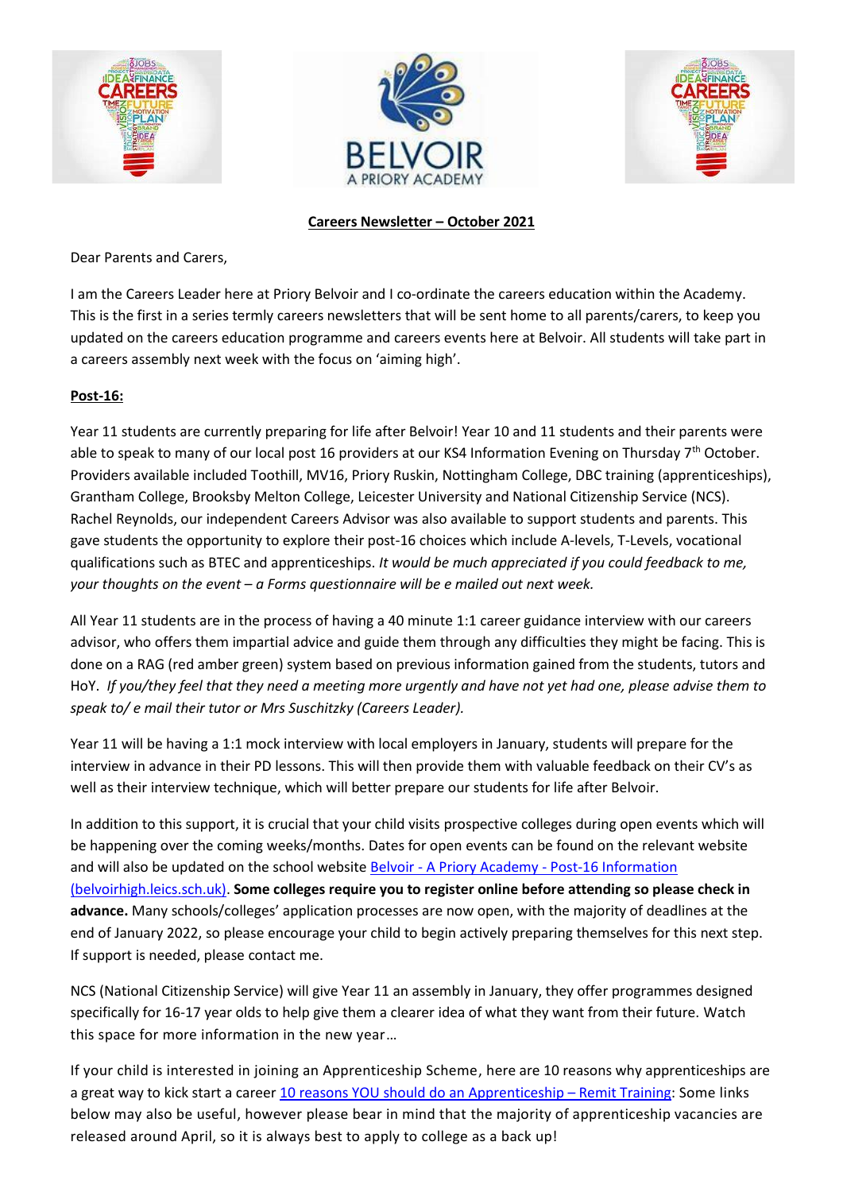**Careers Newsletter – October 2021**

Dear Parents and Carers,

I am the Careers Leader here at Priory Belvoir and I co-ordinate the careers education within the Academy. This is the first in a series termly careers newsletters that will be sent home to all parents/carers, to keep you updated on the careers education programme and careers events here at Belvoir. All students will take part in a careers assembly next week with the focus on 'aiming high'.

**Post-16:**

Year 11 students are currently preparing for life after Belvoir! Year 10 and 11 students and their parents were able to speak to many of our local post 16 providers at our KS4 Information Evening on Thursday 7th October. Providers available included Toothill, MV16, Priory Ruskin, Nottingham College, DBC training (apprenticeships), Grantham College, Brooksby Melton College, Leicester University and National Citizenship Service (NCS). Rachel Reynolds, our independent Careers Advisor was also available to support students and parents. This gave students the opportunity to explore their post-16 choices which include A-levels, T-Levels, vocational qualifications such as BTEC and apprenticeships. *It would be much appreciated if you could feedback to me, your thoughts on the event – a Forms questionnaire will be e mailed out next week.*

All Year 11 students are in the process of having a 40 minute 1:1 career guidance interview with our careers advisor, who offers them impartial advice and guide them through any difficulties they might be facing. This is done on a RAG (red amber green) system based on previous information gained from the students, tutors and HoY. *If you/they feel that they need a meeting more urgently and have not yet had one, please advise them to speak to/ e mail their tutor or Mrs Suschitzky (Careers Leader).*

Year 11 will be having a 1:1 mock interview with local employers in January, students will prepare for the interview in advance in their PD lessons. This will then provide them with valuable feedback on their CV's as well as their interview technique, which will better prepare our students for life after Belvoir.

In addition to this support, it is crucial that your child visits prospective colleges during open events which will be happening over the coming weeks/months. Dates for open events can be found on the relevant website and will also be updated on the school website [Belvoir - A Priory Academy - Post-16 Information (belvoirhigh.leics.sch.uk)](). **Some colleges require you to register online before attending so please check in advance.** Many schools/colleges' application processes are now open, with the majority of deadlines at the end of January 2022, so please encourage your child to begin actively preparing themselves for this next step. If support is needed, please contact me.

NCS (National Citizenship Service) will give Year 11 an assembly in January, they offer programmes designed specifically for 16-17 year olds to help give them a clearer idea of what they want from their future. Watch this space for more information in the new year…

If your child is interested in joining an Apprenticeship Scheme, here are 10 reasons why apprenticeships are a great way to kick start a career [10 reasons YOU should do an Apprenticeship – Remit Training](): Some links below may also be useful, however please bear in mind that the majority of apprenticeship vacancies are released around April, so it is always best to apply to college as a back up!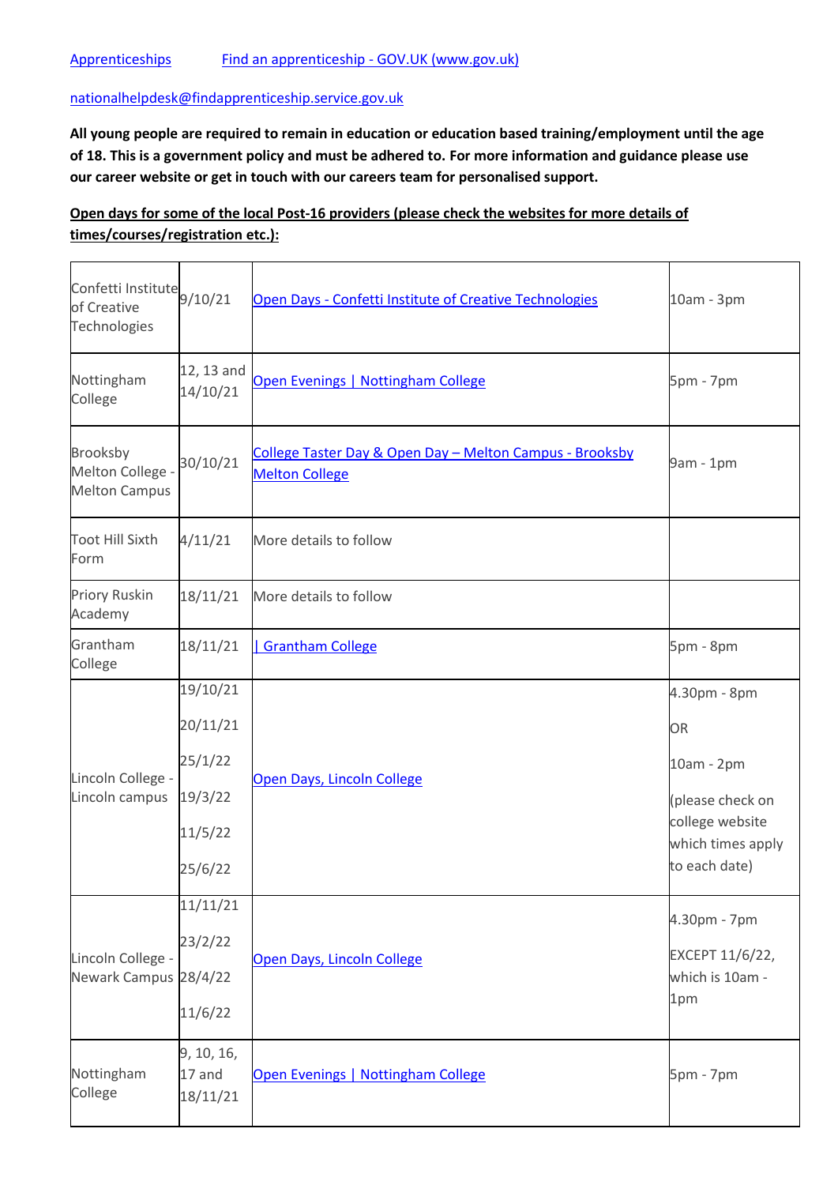Apprenticeships     Find an apprenticeship - GOV.UK (www.gov.uk)

nationalhelpdesk@findapprenticeship.service.gov.uk

**All young people are required to remain in education or education based training/employment until the age of 18. This is a government policy and must be adhered to. For more information and guidance please use our career website or get in touch with our careers team for personalised support.**

**Open days for some of the local Post-16 providers (please check the websites for more details of times/courses/registration etc.):**

| | | | |
|---|---|---|---|
| Confetti Institute of Creative Technologies | 9/10/21 | Open Days - Confetti Institute of Creative Technologies | 10am - 3pm |
| Nottingham College | 12, 13 and 14/10/21 | Open Evenings \| Nottingham College | 5pm - 7pm |
| Brooksby Melton College - Melton Campus | 30/10/21 | College Taster Day & Open Day – Melton Campus - Brooksby Melton College | 9am - 1pm |
| Toot Hill Sixth Form | 4/11/21 | More details to follow | |
| Priory Ruskin Academy | 18/11/21 | More details to follow | |
| Grantham College | 18/11/21 | \| Grantham College | 5pm - 8pm |
| Lincoln College - Lincoln campus | 19/10/21<br>20/11/21<br>25/1/22<br>19/3/22<br>11/5/22<br>25/6/22 | Open Days, Lincoln College | 4.30pm - 8pm<br>OR<br>10am - 2pm<br>(please check on college website which times apply to each date) |
| Lincoln College - Newark Campus | 11/11/21<br>23/2/22<br>28/4/22<br>11/6/22 | Open Days, Lincoln College | 4.30pm - 7pm<br>EXCEPT 11/6/22, which is 10am - 1pm |
| Nottingham College | 9, 10, 16, 17 and 18/11/21 | Open Evenings \| Nottingham College | 5pm - 7pm |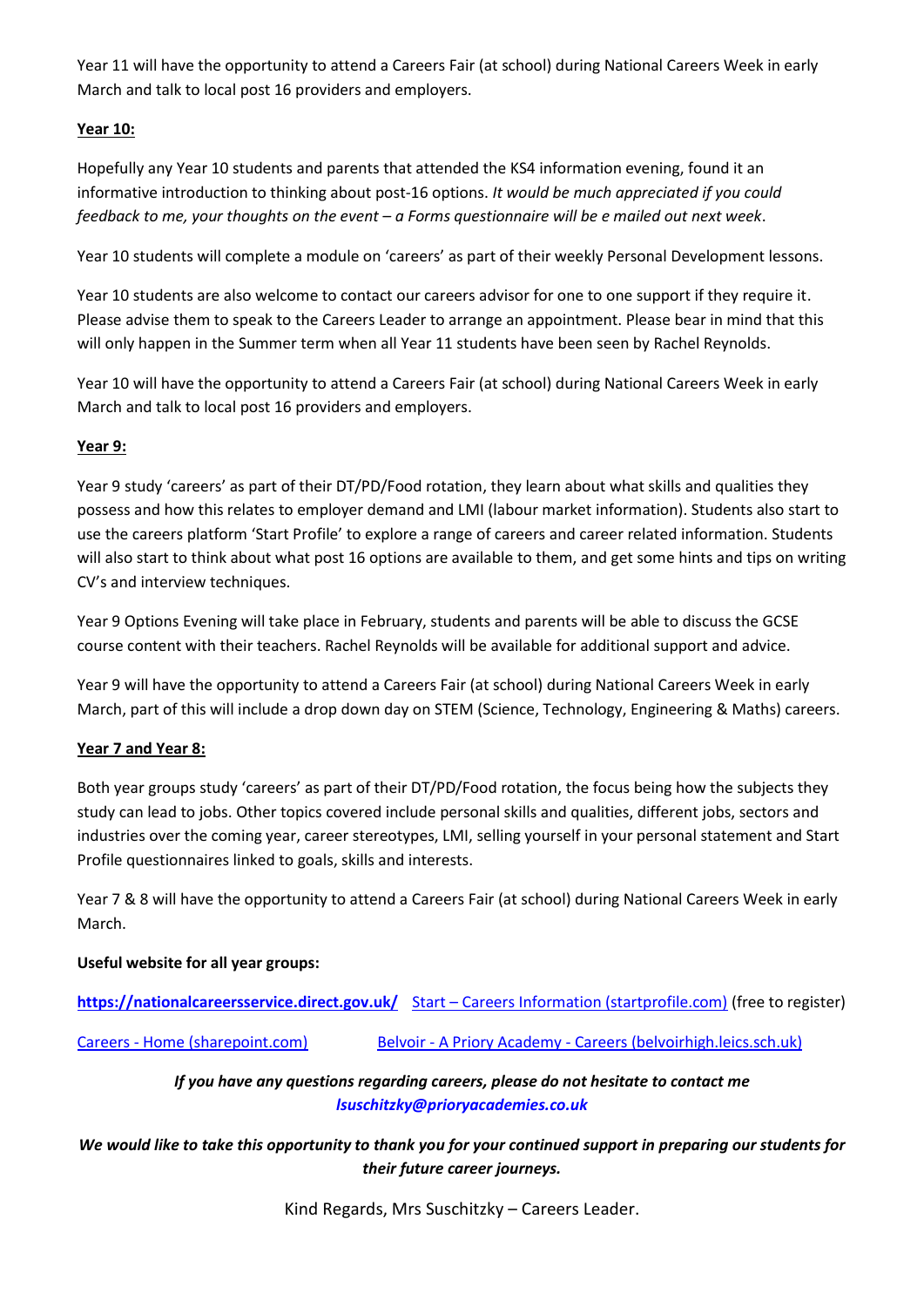Year 11 will have the opportunity to attend a Careers Fair (at school) during National Careers Week in early March and talk to local post 16 providers and employers.

**Year 10:**

Hopefully any Year 10 students and parents that attended the KS4 information evening, found it an informative introduction to thinking about post-16 options. *It would be much appreciated if you could feedback to me, your thoughts on the event – a Forms questionnaire will be e mailed out next week*.

Year 10 students will complete a module on 'careers' as part of their weekly Personal Development lessons.

Year 10 students are also welcome to contact our careers advisor for one to one support if they require it. Please advise them to speak to the Careers Leader to arrange an appointment. Please bear in mind that this will only happen in the Summer term when all Year 11 students have been seen by Rachel Reynolds.

Year 10 will have the opportunity to attend a Careers Fair (at school) during National Careers Week in early March and talk to local post 16 providers and employers.

**Year 9:**

Year 9 study 'careers' as part of their DT/PD/Food rotation, they learn about what skills and qualities they possess and how this relates to employer demand and LMI (labour market information). Students also start to use the careers platform 'Start Profile' to explore a range of careers and career related information. Students will also start to think about what post 16 options are available to them, and get some hints and tips on writing CV's and interview techniques.

Year 9 Options Evening will take place in February, students and parents will be able to discuss the GCSE course content with their teachers. Rachel Reynolds will be available for additional support and advice.

Year 9 will have the opportunity to attend a Careers Fair (at school) during National Careers Week in early March, part of this will include a drop down day on STEM (Science, Technology, Engineering & Maths) careers.

**Year 7 and Year 8:**

Both year groups study 'careers' as part of their DT/PD/Food rotation, the focus being how the subjects they study can lead to jobs. Other topics covered include personal skills and qualities, different jobs, sectors and industries over the coming year, career stereotypes, LMI, selling yourself in your personal statement and Start Profile questionnaires linked to goals, skills and interests.

Year 7 & 8 will have the opportunity to attend a Careers Fair (at school) during National Careers Week in early March.

**Useful website for all year groups:**

**https://nationalcareersservice.direct.gov.uk/** Start – Careers Information (startprofile.com) (free to register)

Careers - Home (sharepoint.com) Belvoir - A Priory Academy - Careers (belvoirhigh.leics.sch.uk)

***If you have any questions regarding careers, please do not hesitate to contact me lsuschitzky@prioryacademies.co.uk***

***We would like to take this opportunity to thank you for your continued support in preparing our students for their future career journeys.***

Kind Regards, Mrs Suschitzky – Careers Leader.